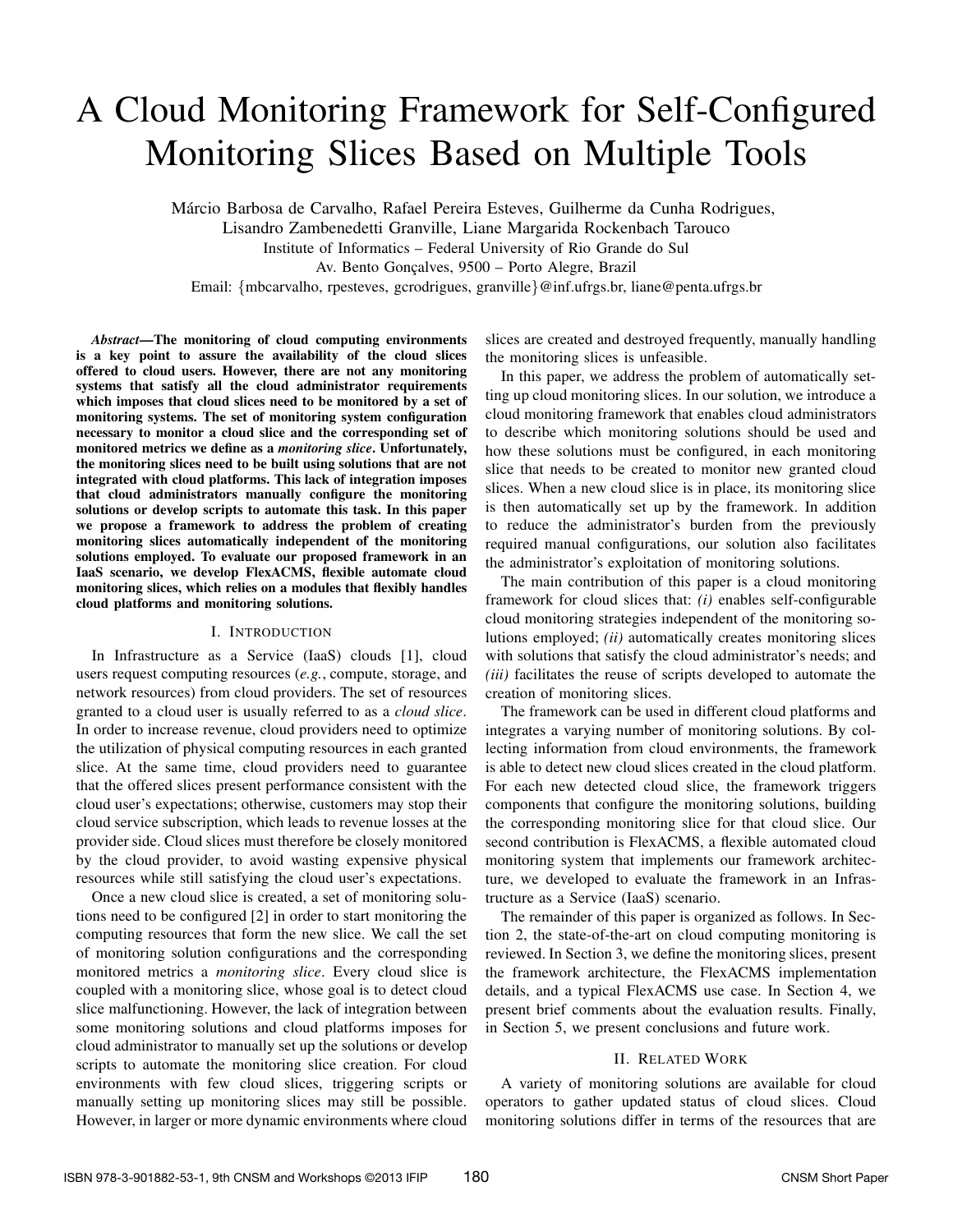# A Cloud Monitoring Framework for Self-Configured Monitoring Slices Based on Multiple Tools

Márcio Barbosa de Carvalho, Rafael Pereira Esteves, Guilherme da Cunha Rodrigues, Lisandro Zambenedetti Granville, Liane Margarida Rockenbach Tarouco
Institute of Informatics – Federal University of Rio Grande do Sul
Av. Bento Gonçalves, 9500 – Porto Alegre, Brazil
Email: {mbcarvalho, rpesteves, gcrodrigues, granville}@inf.ufrgs.br, liane@penta.ufrgs.br

***Abstract*—The monitoring of cloud computing environments is a key point to assure the availability of the cloud slices offered to cloud users. However, there are not any monitoring systems that satisfy all the cloud administrator requirements which imposes that cloud slices need to be monitored by a set of monitoring systems. The set of monitoring system configuration necessary to monitor a cloud slice and the corresponding set of monitored metrics we define as a *monitoring slice*. Unfortunately, the monitoring slices need to be built using solutions that are not integrated with cloud platforms. This lack of integration imposes that cloud administrators manually configure the monitoring solutions or develop scripts to automate this task. In this paper we propose a framework to address the problem of creating monitoring slices automatically independent of the monitoring solutions employed. To evaluate our proposed framework in an IaaS scenario, we develop FlexACMS, flexible automate cloud monitoring slices, which relies on a modules that flexibly handles cloud platforms and monitoring solutions.**

## I. Introduction

In Infrastructure as a Service (IaaS) clouds [1], cloud users request computing resources (*e.g.*, compute, storage, and network resources) from cloud providers. The set of resources granted to a cloud user is usually referred to as a *cloud slice*. In order to increase revenue, cloud providers need to optimize the utilization of physical computing resources in each granted slice. At the same time, cloud providers need to guarantee that the offered slices present performance consistent with the cloud user's expectations; otherwise, customers may stop their cloud service subscription, which leads to revenue losses at the provider side. Cloud slices must therefore be closely monitored by the cloud provider, to avoid wasting expensive physical resources while still satisfying the cloud user's expectations.

Once a new cloud slice is created, a set of monitoring solutions need to be configured [2] in order to start monitoring the computing resources that form the new slice. We call the set of monitoring solution configurations and the corresponding monitored metrics a *monitoring slice*. Every cloud slice is coupled with a monitoring slice, whose goal is to detect cloud slice malfunctioning. However, the lack of integration between some monitoring solutions and cloud platforms imposes for cloud administrator to manually set up the solutions or develop scripts to automate the monitoring slice creation. For cloud environments with few cloud slices, triggering scripts or manually setting up monitoring slices may still be possible. However, in larger or more dynamic environments where cloud slices are created and destroyed frequently, manually handling the monitoring slices is unfeasible.

In this paper, we address the problem of automatically setting up cloud monitoring slices. In our solution, we introduce a cloud monitoring framework that enables cloud administrators to describe which monitoring solutions should be used and how these solutions must be configured, in each monitoring slice that needs to be created to monitor new granted cloud slices. When a new cloud slice is in place, its monitoring slice is then automatically set up by the framework. In addition to reduce the administrator's burden from the previously required manual configurations, our solution also facilitates the administrator's exploitation of monitoring solutions.

The main contribution of this paper is a cloud monitoring framework for cloud slices that: *(i)* enables self-configurable cloud monitoring strategies independent of the monitoring solutions employed; *(ii)* automatically creates monitoring slices with solutions that satisfy the cloud administrator's needs; and *(iii)* facilitates the reuse of scripts developed to automate the creation of monitoring slices.

The framework can be used in different cloud platforms and integrates a varying number of monitoring solutions. By collecting information from cloud environments, the framework is able to detect new cloud slices created in the cloud platform. For each new detected cloud slice, the framework triggers components that configure the monitoring solutions, building the corresponding monitoring slice for that cloud slice. Our second contribution is FlexACMS, a flexible automated cloud monitoring system that implements our framework architecture, we developed to evaluate the framework in an Infrastructure as a Service (IaaS) scenario.

The remainder of this paper is organized as follows. In Section 2, the state-of-the-art on cloud computing monitoring is reviewed. In Section 3, we define the monitoring slices, present the framework architecture, the FlexACMS implementation details, and a typical FlexACMS use case. In Section 4, we present brief comments about the evaluation results. Finally, in Section 5, we present conclusions and future work.

## II. Related Work

A variety of monitoring solutions are available for cloud operators to gather updated status of cloud slices. Cloud monitoring solutions differ in terms of the resources that are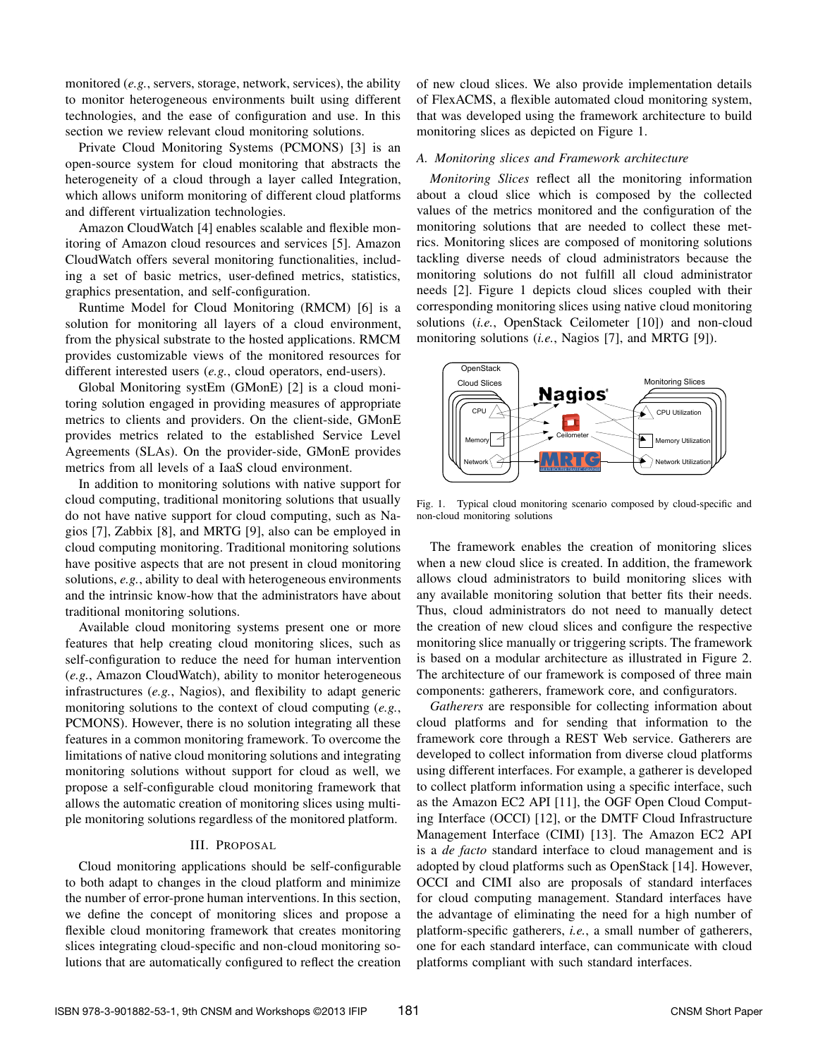monitored (*e.g.*, servers, storage, network, services), the ability to monitor heterogeneous environments built using different technologies, and the ease of configuration and use. In this section we review relevant cloud monitoring solutions.

Private Cloud Monitoring Systems (PCMONS) [3] is an open-source system for cloud monitoring that abstracts the heterogeneity of a cloud through a layer called Integration, which allows uniform monitoring of different cloud platforms and different virtualization technologies.

Amazon CloudWatch [4] enables scalable and flexible monitoring of Amazon cloud resources and services [5]. Amazon CloudWatch offers several monitoring functionalities, including a set of basic metrics, user-defined metrics, statistics, graphics presentation, and self-configuration.

Runtime Model for Cloud Monitoring (RMCM) [6] is a solution for monitoring all layers of a cloud environment, from the physical substrate to the hosted applications. RMCM provides customizable views of the monitored resources for different interested users (*e.g.*, cloud operators, end-users).

Global Monitoring systEm (GMonE) [2] is a cloud monitoring solution engaged in providing measures of appropriate metrics to clients and providers. On the client-side, GMonE provides metrics related to the established Service Level Agreements (SLAs). On the provider-side, GMonE provides metrics from all levels of a IaaS cloud environment.

In addition to monitoring solutions with native support for cloud computing, traditional monitoring solutions that usually do not have native support for cloud computing, such as Nagios [7], Zabbix [8], and MRTG [9], also can be employed in cloud computing monitoring. Traditional monitoring solutions have positive aspects that are not present in cloud monitoring solutions, *e.g.*, ability to deal with heterogeneous environments and the intrinsic know-how that the administrators have about traditional monitoring solutions.

Available cloud monitoring systems present one or more features that help creating cloud monitoring slices, such as self-configuration to reduce the need for human intervention (*e.g.*, Amazon CloudWatch), ability to monitor heterogeneous infrastructures (*e.g.*, Nagios), and flexibility to adapt generic monitoring solutions to the context of cloud computing (*e.g.*, PCMONS). However, there is no solution integrating all these features in a common monitoring framework. To overcome the limitations of native cloud monitoring solutions and integrating monitoring solutions without support for cloud as well, we propose a self-configurable cloud monitoring framework that allows the automatic creation of monitoring slices using multiple monitoring solutions regardless of the monitored platform.

## III. Proposal

Cloud monitoring applications should be self-configurable to both adapt to changes in the cloud platform and minimize the number of error-prone human interventions. In this section, we define the concept of monitoring slices and propose a flexible cloud monitoring framework that creates monitoring slices integrating cloud-specific and non-cloud monitoring solutions that are automatically configured to reflect the creation of new cloud slices. We also provide implementation details of FlexACMS, a flexible automated cloud monitoring system, that was developed using the framework architecture to build monitoring slices as depicted on Figure 1.

### A. Monitoring slices and Framework architecture

*Monitoring Slices* reflect all the monitoring information about a cloud slice which is composed by the collected values of the metrics monitored and the configuration of the monitoring solutions that are needed to collect these metrics. Monitoring slices are composed of monitoring solutions tackling diverse needs of cloud administrators because the monitoring solutions do not fulfill all cloud administrator needs [2]. Figure 1 depicts cloud slices coupled with their corresponding monitoring slices using native cloud monitoring solutions (*i.e.*, OpenStack Ceilometer [10]) and non-cloud monitoring solutions (*i.e.*, Nagios [7], and MRTG [9]).

Fig. 1. Typical cloud monitoring scenario composed by cloud-specific and non-cloud monitoring solutions

The framework enables the creation of monitoring slices when a new cloud slice is created. In addition, the framework allows cloud administrators to build monitoring slices with any available monitoring solution that better fits their needs. Thus, cloud administrators do not need to manually detect the creation of new cloud slices and configure the respective monitoring slice manually or triggering scripts. The framework is based on a modular architecture as illustrated in Figure 2. The architecture of our framework is composed of three main components: gatherers, framework core, and configurators.

*Gatherers* are responsible for collecting information about cloud platforms and for sending that information to the framework core through a REST Web service. Gatherers are developed to collect information from diverse cloud platforms using different interfaces. For example, a gatherer is developed to collect platform information using a specific interface, such as the Amazon EC2 API [11], the OGF Open Cloud Computing Interface (OCCI) [12], or the DMTF Cloud Infrastructure Management Interface (CIMI) [13]. The Amazon EC2 API is a *de facto* standard interface to cloud management and is adopted by cloud platforms such as OpenStack [14]. However, OCCI and CIMI also are proposals of standard interfaces for cloud computing management. Standard interfaces have the advantage of eliminating the need for a high number of platform-specific gatherers, *i.e.*, a small number of gatherers, one for each standard interface, can communicate with cloud platforms compliant with such standard interfaces.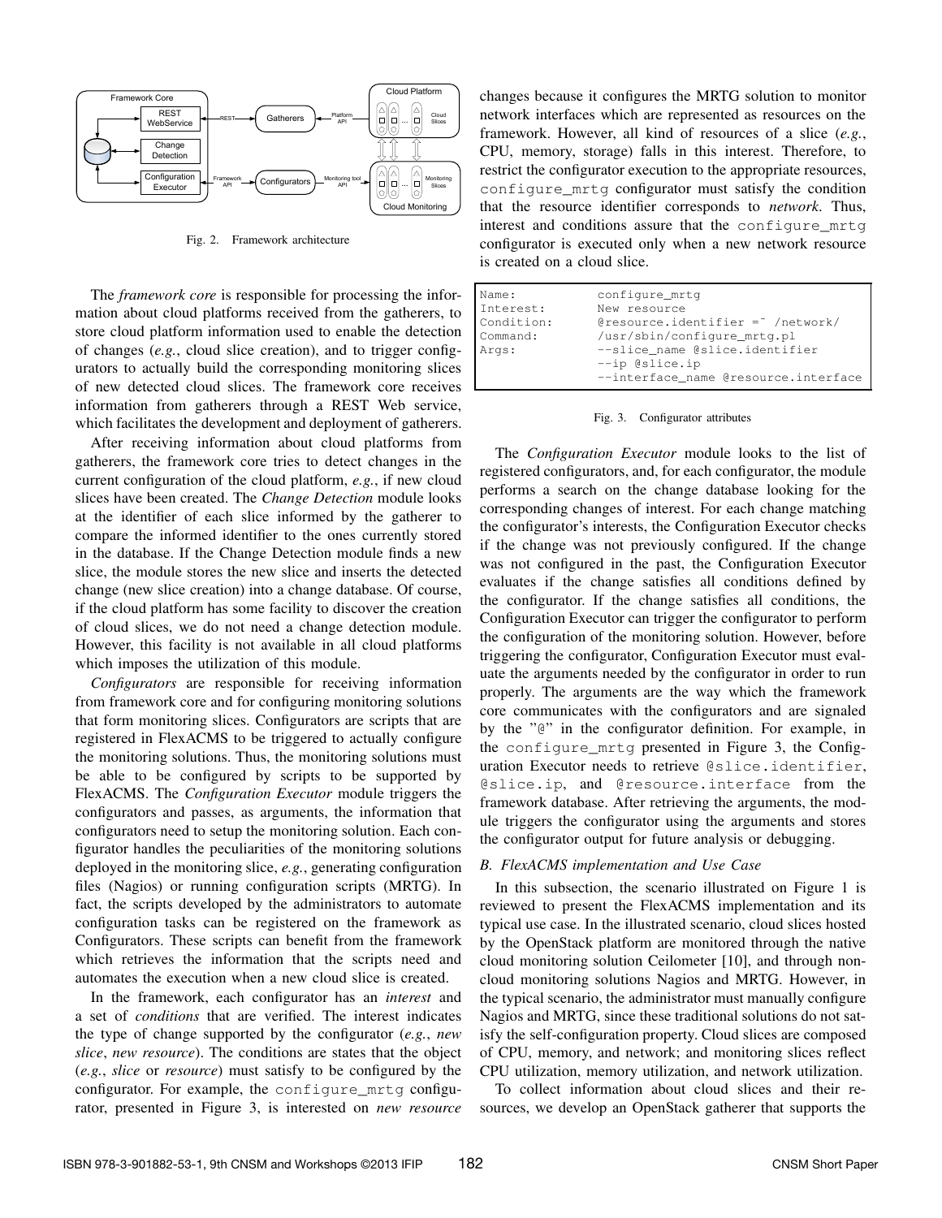Framework Core

REST WebService

Change Detection

Configuration Executor

REST

Gatherers

Platform API

Cloud Platform

Cloud Slices

Framework API

Configurators

Monitoring tool API

Monitoring Slices

Cloud Monitoring

Fig. 2. Framework architecture

The *framework core* is responsible for processing the information about cloud platforms received from the gatherers, to store cloud platform information used to enable the detection of changes (*e.g.*, cloud slice creation), and to trigger configurators to actually build the corresponding monitoring slices of new detected cloud slices. The framework core receives information from gatherers through a REST Web service, which facilitates the development and deployment of gatherers.

After receiving information about cloud platforms from gatherers, the framework core tries to detect changes in the current configuration of the cloud platform, *e.g.*, if new cloud slices have been created. The *Change Detection* module looks at the identifier of each slice informed by the gatherer to compare the informed identifier to the ones currently stored in the database. If the Change Detection module finds a new slice, the module stores the new slice and inserts the detected change (new slice creation) into a change database. Of course, if the cloud platform has some facility to discover the creation of cloud slices, we do not need a change detection module. However, this facility is not available in all cloud platforms which imposes the utilization of this module.

*Configurators* are responsible for receiving information from framework core and for configuring monitoring solutions that form monitoring slices. Configurators are scripts that are registered in FlexACMS to be triggered to actually configure the monitoring solutions. Thus, the monitoring solutions must be able to be configured by scripts to be supported by FlexACMS. The *Configuration Executor* module triggers the configurators and passes, as arguments, the information that configurators need to setup the monitoring solution. Each configurator handles the peculiarities of the monitoring solutions deployed in the monitoring slice, *e.g.*, generating configuration files (Nagios) or running configuration scripts (MRTG). In fact, the scripts developed by the administrators to automate configuration tasks can be registered on the framework as Configurators. These scripts can benefit from the framework which retrieves the information that the scripts need and automates the execution when a new cloud slice is created.

In the framework, each configurator has an *interest* and a set of *conditions* that are verified. The interest indicates the type of change supported by the configurator (*e.g.*, *new slice*, *new resource*). The conditions are states that the object (*e.g.*, *slice* or *resource*) must satisfy to be configured by the configurator. For example, the `configure_mrtg` configurator, presented in Figure 3, is interested on *new resource* changes because it configures the MRTG solution to monitor network interfaces which are represented as resources on the framework. However, all kind of resources of a slice (*e.g.*, CPU, memory, storage) falls in this interest. Therefore, to restrict the configurator execution to the appropriate resources, `configure_mrtg` configurator must satisfy the condition that the resource identifier corresponds to *network*. Thus, interest and conditions assure that the `configure_mrtg` configurator is executed only when a new network resource is created on a cloud slice.

```
Name:           configure_mrtg
Interest:       New resource
Condition:      @resource.identifier =~ /network/
Command:        /usr/sbin/configure_mrtg.pl
Args:           --slice_name @slice.identifier
                --ip @slice.ip
                --interface_name @resource.interface
```

Fig. 3. Configurator attributes

The *Configuration Executor* module looks to the list of registered configurators, and, for each configurator, the module performs a search on the change database looking for the corresponding changes of interest. For each change matching the configurator's interests, the Configuration Executor checks if the change was not previously configured. If the change was not configured in the past, the Configuration Executor evaluates if the change satisfies all conditions defined by the configurator. If the change satisfies all conditions, the Configuration Executor can trigger the configurator to perform the configuration of the monitoring solution. However, before triggering the configurator, Configuration Executor must evaluate the arguments needed by the configurator in order to run properly. The arguments are the way which the framework core communicates with the configurators and are signaled by the "@" in the configurator definition. For example, in the `configure_mrtg` presented in Figure 3, the Configuration Executor needs to retrieve `@slice.identifier`, `@slice.ip`, and `@resource.interface` from the framework database. After retrieving the arguments, the module triggers the configurator using the arguments and stores the configurator output for future analysis or debugging.

### B. FlexACMS implementation and Use Case

In this subsection, the scenario illustrated on Figure 1 is reviewed to present the FlexACMS implementation and its typical use case. In the illustrated scenario, cloud slices hosted by the OpenStack platform are monitored through the native cloud monitoring solution Ceilometer [10], and through non-cloud monitoring solutions Nagios and MRTG. However, in the typical scenario, the administrator must manually configure Nagios and MRTG, since these traditional solutions do not satisfy the self-configuration property. Cloud slices are composed of CPU, memory, and network; and monitoring slices reflect CPU utilization, memory utilization, and network utilization.

To collect information about cloud slices and their resources, we develop an OpenStack gatherer that supports the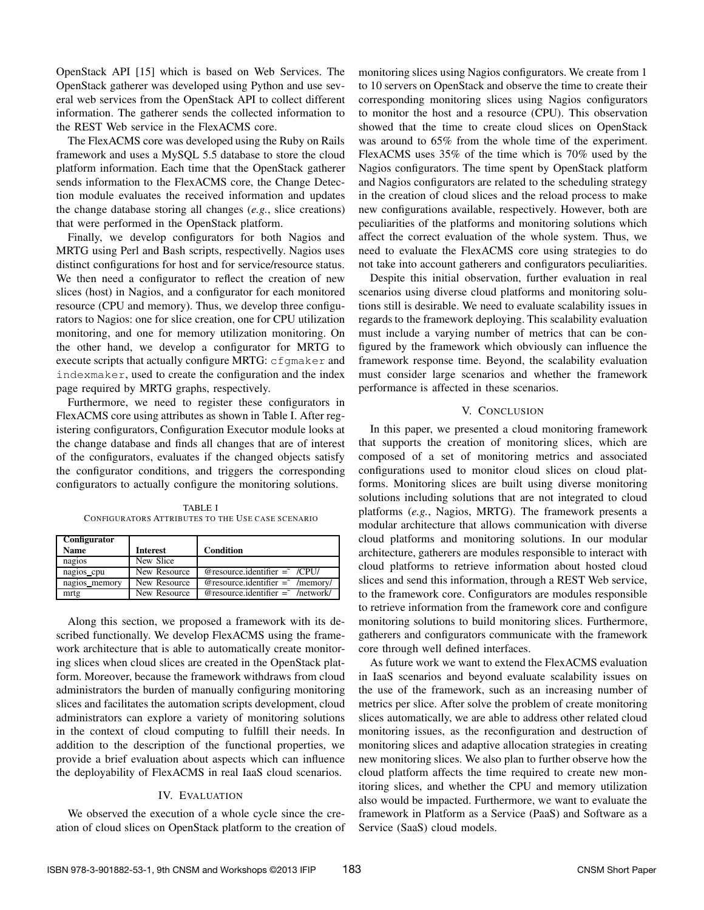OpenStack API [15] which is based on Web Services. The OpenStack gatherer was developed using Python and use several web services from the OpenStack API to collect different information. The gatherer sends the collected information to the REST Web service in the FlexACMS core.

The FlexACMS core was developed using the Ruby on Rails framework and uses a MySQL 5.5 database to store the cloud platform information. Each time that the OpenStack gatherer sends information to the FlexACMS core, the Change Detection module evaluates the received information and updates the change database storing all changes (*e.g.*, slice creations) that were performed in the OpenStack platform.

Finally, we develop configurators for both Nagios and MRTG using Perl and Bash scripts, respectivelly. Nagios uses distinct configurations for host and for service/resource status. We then need a configurator to reflect the creation of new slices (host) in Nagios, and a configurator for each monitored resource (CPU and memory). Thus, we develop three configurators to Nagios: one for slice creation, one for CPU utilization monitoring, and one for memory utilization monitoring. On the other hand, we develop a configurator for MRTG to execute scripts that actually configure MRTG: `cfgmaker` and `indexmaker`, used to create the configuration and the index page required by MRTG graphs, respectively.

Furthermore, we need to register these configurators in FlexACMS core using attributes as shown in Table I. After registering configurators, Configuration Executor module looks at the change database and finds all changes that are of interest of the configurators, evaluates if the changed objects satisfy the configurator conditions, and triggers the corresponding configurators to actually configure the monitoring solutions.

TABLE I
CONFIGURATORS ATTRIBUTES TO THE USE CASE SCENARIO

| Configurator Name | Interest | Condition |
|---|---|---|
| nagios | New Slice | |
| nagios_cpu | New Resource | @resource.identifier =~ /CPU/ |
| nagios_memory | New Resource | @resource.identifier =~ /memory/ |
| mrtg | New Resource | @resource.identifier =~ /network/ |

Along this section, we proposed a framework with its described functionally. We develop FlexACMS using the framework architecture that is able to automatically create monitoring slices when cloud slices are created in the OpenStack platform. Moreover, because the framework withdraws from cloud administrators the burden of manually configuring monitoring slices and facilitates the automation scripts development, cloud administrators can explore a variety of monitoring solutions in the context of cloud computing to fulfill their needs. In addition to the description of the functional properties, we provide a brief evaluation about aspects which can influence the deployability of FlexACMS in real IaaS cloud scenarios.

## IV. EVALUATION

We observed the execution of a whole cycle since the creation of cloud slices on OpenStack platform to the creation of monitoring slices using Nagios configurators. We create from 1 to 10 servers on OpenStack and observe the time to create their corresponding monitoring slices using Nagios configurators to monitor the host and a resource (CPU). This observation showed that the time to create cloud slices on OpenStack was around to 65% from the whole time of the experiment. FlexACMS uses 35% of the time which is 70% used by the Nagios configurators. The time spent by OpenStack platform and Nagios configurators are related to the scheduling strategy in the creation of cloud slices and the reload process to make new configurations available, respectively. However, both are peculiarities of the platforms and monitoring solutions which affect the correct evaluation of the whole system. Thus, we need to evaluate the FlexACMS core using strategies to do not take into account gatherers and configurators peculiarities.

Despite this initial observation, further evaluation in real scenarios using diverse cloud platforms and monitoring solutions still is desirable. We need to evaluate scalability issues in regards to the framework deploying. This scalability evaluation must include a varying number of metrics that can be configured by the framework which obviously can influence the framework response time. Beyond, the scalability evaluation must consider large scenarios and whether the framework performance is affected in these scenarios.

## V. CONCLUSION

In this paper, we presented a cloud monitoring framework that supports the creation of monitoring slices, which are composed of a set of monitoring metrics and associated configurations used to monitor cloud slices on cloud platforms. Monitoring slices are built using diverse monitoring solutions including solutions that are not integrated to cloud platforms (*e.g.*, Nagios, MRTG). The framework presents a modular architecture that allows communication with diverse cloud platforms and monitoring solutions. In our modular architecture, gatherers are modules responsible to interact with cloud platforms to retrieve information about hosted cloud slices and send this information, through a REST Web service, to the framework core. Configurators are modules responsible to retrieve information from the framework core and configure monitoring solutions to build monitoring slices. Furthermore, gatherers and configurators communicate with the framework core through well defined interfaces.

As future work we want to extend the FlexACMS evaluation in IaaS scenarios and beyond evaluate scalability issues on the use of the framework, such as an increasing number of metrics per slice. After solve the problem of create monitoring slices automatically, we are able to address other related cloud monitoring issues, as the reconfiguration and destruction of monitoring slices and adaptive allocation strategies in creating new monitoring slices. We also plan to further observe how the cloud platform affects the time required to create new monitoring slices, and whether the CPU and memory utilization also would be impacted. Furthermore, we want to evaluate the framework in Platform as a Service (PaaS) and Software as a Service (SaaS) cloud models.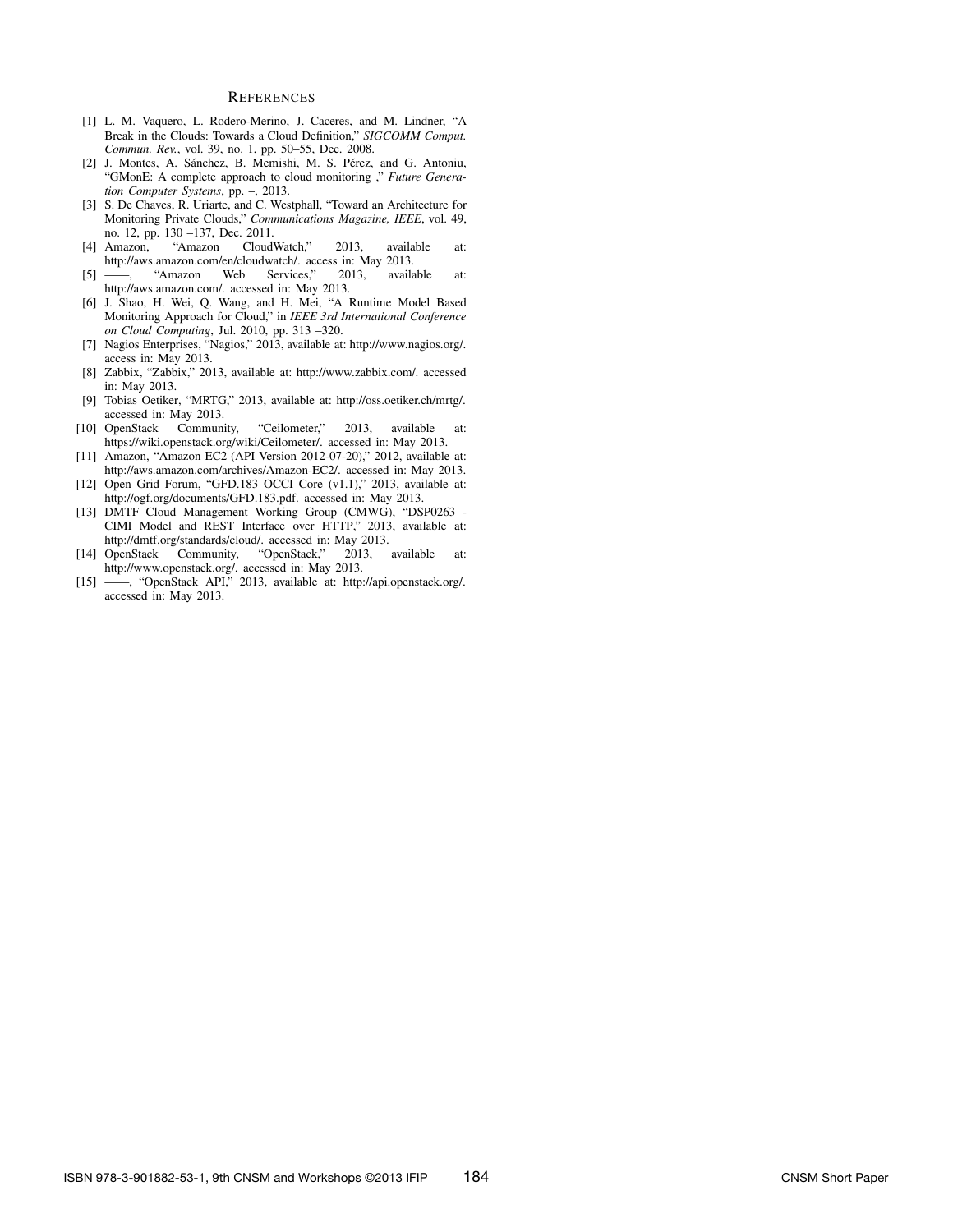## REFERENCES

[1] L. M. Vaquero, L. Rodero-Merino, J. Caceres, and M. Lindner, "A Break in the Clouds: Towards a Cloud Definition," *SIGCOMM Comput. Commun. Rev.*, vol. 39, no. 1, pp. 50–55, Dec. 2008.

[2] J. Montes, A. Sánchez, B. Memishi, M. S. Pérez, and G. Antoniu, "GMonE: A complete approach to cloud monitoring ," *Future Generation Computer Systems*, pp. –, 2013.

[3] S. De Chaves, R. Uriarte, and C. Westphall, "Toward an Architecture for Monitoring Private Clouds," *Communications Magazine, IEEE*, vol. 49, no. 12, pp. 130 –137, Dec. 2011.

[4] Amazon, "Amazon CloudWatch," 2013, available at: http://aws.amazon.com/en/cloudwatch/. access in: May 2013.

[5] ——, "Amazon Web Services," 2013, available at: http://aws.amazon.com/. accessed in: May 2013.

[6] J. Shao, H. Wei, Q. Wang, and H. Mei, "A Runtime Model Based Monitoring Approach for Cloud," in *IEEE 3rd International Conference on Cloud Computing*, Jul. 2010, pp. 313 –320.

[7] Nagios Enterprises, "Nagios," 2013, available at: http://www.nagios.org/. access in: May 2013.

[8] Zabbix, "Zabbix," 2013, available at: http://www.zabbix.com/. accessed in: May 2013.

[9] Tobias Oetiker, "MRTG," 2013, available at: http://oss.oetiker.ch/mrtg/. accessed in: May 2013.

[10] OpenStack Community, "Ceilometer," 2013, available at: https://wiki.openstack.org/wiki/Ceilometer/. accessed in: May 2013.

[11] Amazon, "Amazon EC2 (API Version 2012-07-20)," 2012, available at: http://aws.amazon.com/archives/Amazon-EC2/. accessed in: May 2013.

[12] Open Grid Forum, "GFD.183 OCCI Core (v1.1)," 2013, available at: http://ogf.org/documents/GFD.183.pdf. accessed in: May 2013.

[13] DMTF Cloud Management Working Group (CMWG), "DSP0263 - CIMI Model and REST Interface over HTTP," 2013, available at: http://dmtf.org/standards/cloud/. accessed in: May 2013.

[14] OpenStack Community, "OpenStack," 2013, available at: http://www.openstack.org/. accessed in: May 2013.

[15] ——, "OpenStack API," 2013, available at: http://api.openstack.org/. accessed in: May 2013.